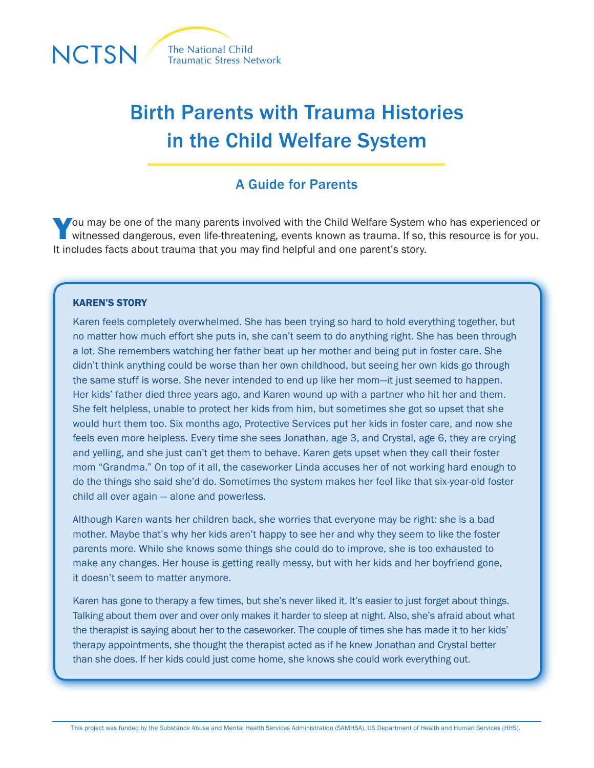NCTSN The National Child Traumatic Stress Network

# Birth Parents with Trauma Histories in the Child Welfare System

## A Guide for Parents

You may be one of the many parents involved with the Child Welfare System who has experienced or witnessed dangerous, even life-threatening, events known as trauma. If so, this resource is for you. It includes facts about trauma that you may find helpful and one parent's story.

### KAREN'S STORY

Karen feels completely overwhelmed. She has been trying so hard to hold everything together, but no matter how much effort she puts in, she can't seem to do anything right. She has been through a lot. She remembers watching her father beat up her mother and being put in foster care. She didn't think anything could be worse than her own childhood, but seeing her own kids go through the same stuff is worse. She never intended to end up like her mom—it just seemed to happen. Her kids' father died three years ago, and Karen wound up with a partner who hit her and them. She felt helpless, unable to protect her kids from him, but sometimes she got so upset that she would hurt them too. Six months ago, Protective Services put her kids in foster care, and now she feels even more helpless. Every time she sees Jonathan, age 3, and Crystal, age 6, they are crying and yelling, and she just can't get them to behave. Karen gets upset when they call their foster mom "Grandma." On top of it all, the caseworker Linda accuses her of not working hard enough to do the things she said she'd do. Sometimes the system makes her feel like that six-year-old foster child all over again — alone and powerless.

Although Karen wants her children back, she worries that everyone may be right: she is a bad mother. Maybe that's why her kids aren't happy to see her and why they seem to like the foster parents more. While she knows some things she could do to improve, she is too exhausted to make any changes. Her house is getting really messy, but with her kids and her boyfriend gone, it doesn't seem to matter anymore.

Karen has gone to therapy a few times, but she's never liked it. It's easier to just forget about things. Talking about them over and over only makes it harder to sleep at night. Also, she's afraid about what the therapist is saying about her to the caseworker. The couple of times she has made it to her kids' therapy appointments, she thought the therapist acted as if he knew Jonathan and Crystal better than she does. If her kids could just come home, she knows she could work everything out.

This project was funded by the Substance Abuse and Mental Health Services Administration (SAMHSA), US Department of Health and Human Services (HHS).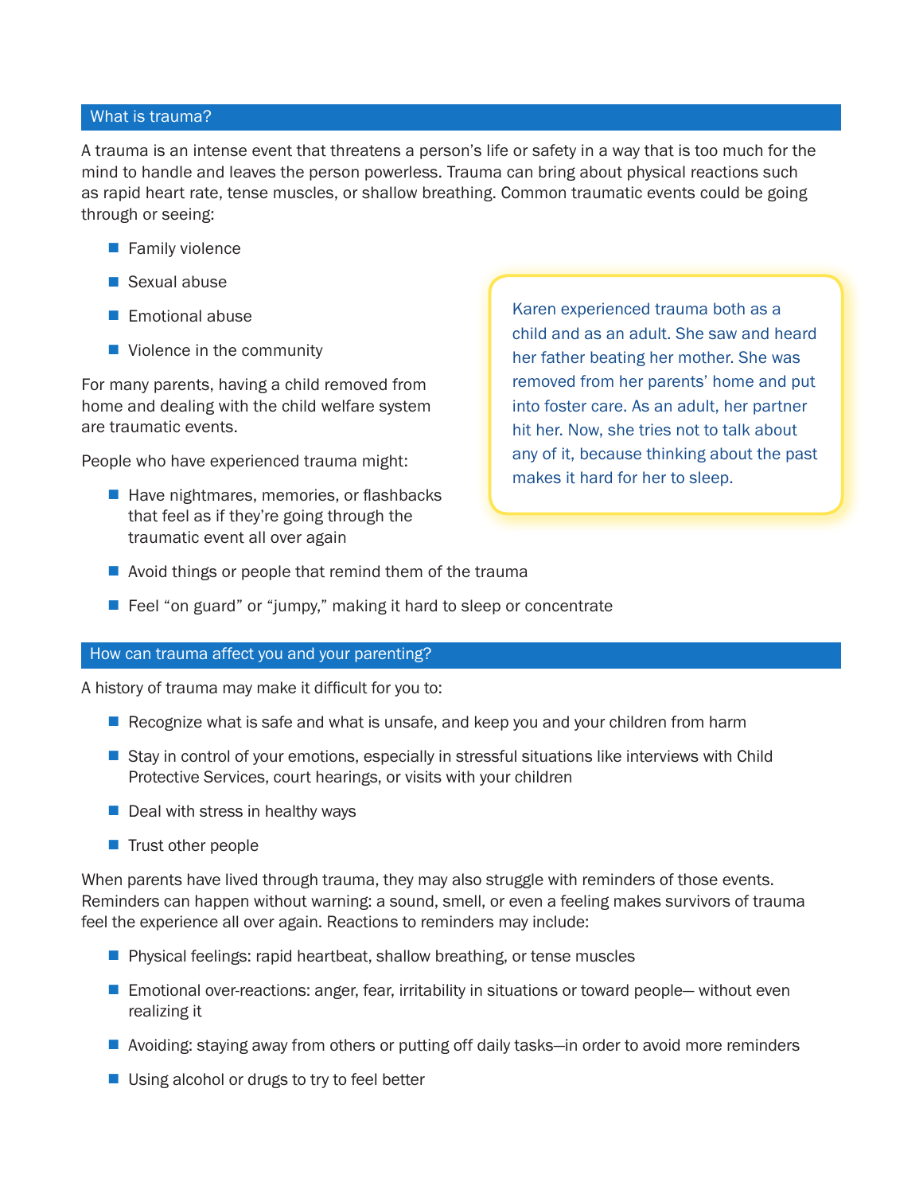## What is trauma?

A trauma is an intense event that threatens a person's life or safety in a way that is too much for the mind to handle and leaves the person powerless. Trauma can bring about physical reactions such as rapid heart rate, tense muscles, or shallow breathing. Common traumatic events could be going through or seeing:

- Family violence
- Sexual abuse
- Emotional abuse
- Violence in the community

For many parents, having a child removed from home and dealing with the child welfare system are traumatic events.

People who have experienced trauma might:

- Have nightmares, memories, or flashbacks that feel as if they're going through the traumatic event all over again
- Avoid things or people that remind them of the trauma
- Feel "on guard" or "jumpy," making it hard to sleep or concentrate

> Karen experienced trauma both as a child and as an adult. She saw and heard her father beating her mother. She was removed from her parents' home and put into foster care. As an adult, her partner hit her. Now, she tries not to talk about any of it, because thinking about the past makes it hard for her to sleep.

## How can trauma affect you and your parenting?

A history of trauma may make it difficult for you to:

- Recognize what is safe and what is unsafe, and keep you and your children from harm
- Stay in control of your emotions, especially in stressful situations like interviews with Child Protective Services, court hearings, or visits with your children
- Deal with stress in healthy ways
- Trust other people

When parents have lived through trauma, they may also struggle with reminders of those events. Reminders can happen without warning: a sound, smell, or even a feeling makes survivors of trauma feel the experience all over again. Reactions to reminders may include:

- Physical feelings: rapid heartbeat, shallow breathing, or tense muscles
- Emotional over-reactions: anger, fear, irritability in situations or toward people— without even realizing it
- Avoiding: staying away from others or putting off daily tasks—in order to avoid more reminders
- Using alcohol or drugs to try to feel better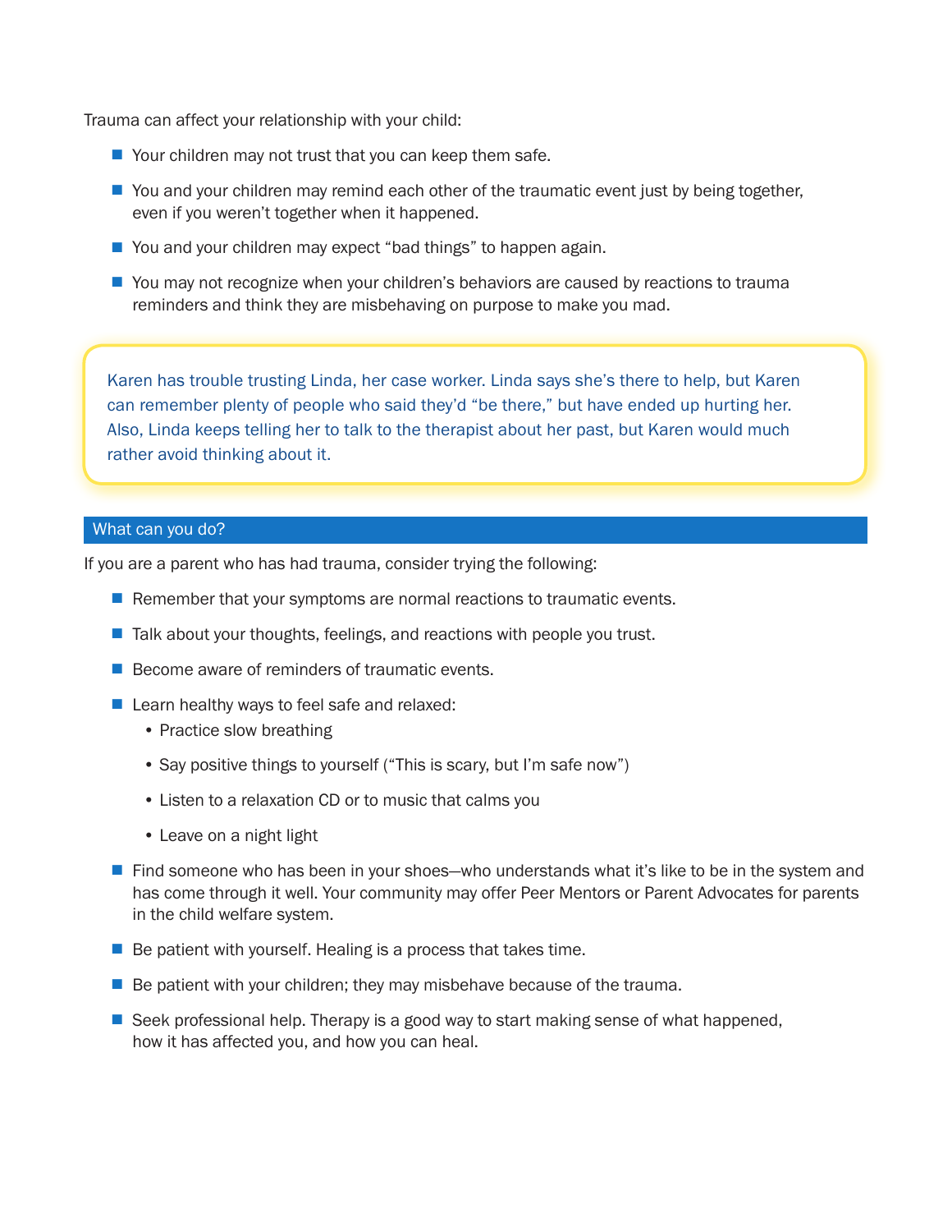Trauma can affect your relationship with your child:

- Your children may not trust that you can keep them safe.
- You and your children may remind each other of the traumatic event just by being together, even if you weren't together when it happened.
- You and your children may expect "bad things" to happen again.
- You may not recognize when your children's behaviors are caused by reactions to trauma reminders and think they are misbehaving on purpose to make you mad.

> Karen has trouble trusting Linda, her case worker. Linda says she's there to help, but Karen can remember plenty of people who said they'd "be there," but have ended up hurting her. Also, Linda keeps telling her to talk to the therapist about her past, but Karen would much rather avoid thinking about it.

## What can you do?

If you are a parent who has had trauma, consider trying the following:

- Remember that your symptoms are normal reactions to traumatic events.
- Talk about your thoughts, feelings, and reactions with people you trust.
- Become aware of reminders of traumatic events.
- Learn healthy ways to feel safe and relaxed:
  - Practice slow breathing
  - Say positive things to yourself ("This is scary, but I'm safe now")
  - Listen to a relaxation CD or to music that calms you
  - Leave on a night light
- Find someone who has been in your shoes—who understands what it's like to be in the system and has come through it well. Your community may offer Peer Mentors or Parent Advocates for parents in the child welfare system.
- Be patient with yourself. Healing is a process that takes time.
- Be patient with your children; they may misbehave because of the trauma.
- Seek professional help. Therapy is a good way to start making sense of what happened, how it has affected you, and how you can heal.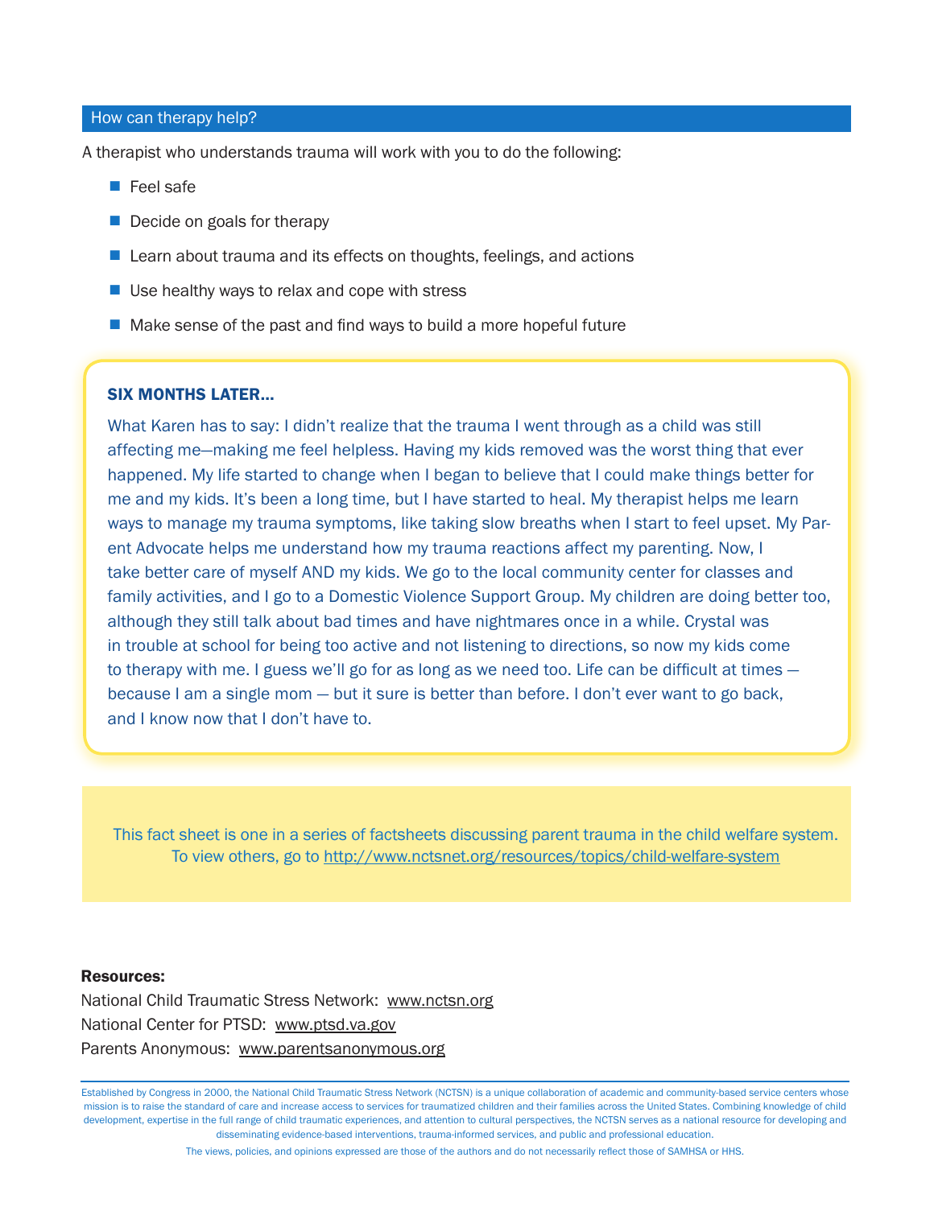## How can therapy help?

A therapist who understands trauma will work with you to do the following:

- Feel safe
- Decide on goals for therapy
- Learn about trauma and its effects on thoughts, feelings, and actions
- Use healthy ways to relax and cope with stress
- Make sense of the past and find ways to build a more hopeful future

### SIX MONTHS LATER...

What Karen has to say: I didn't realize that the trauma I went through as a child was still affecting me—making me feel helpless. Having my kids removed was the worst thing that ever happened. My life started to change when I began to believe that I could make things better for me and my kids. It's been a long time, but I have started to heal. My therapist helps me learn ways to manage my trauma symptoms, like taking slow breaths when I start to feel upset. My Parent Advocate helps me understand how my trauma reactions affect my parenting. Now, I take better care of myself AND my kids. We go to the local community center for classes and family activities, and I go to a Domestic Violence Support Group. My children are doing better too, although they still talk about bad times and have nightmares once in a while. Crystal was in trouble at school for being too active and not listening to directions, so now my kids come to therapy with me. I guess we'll go for as long as we need too. Life can be difficult at times — because I am a single mom — but it sure is better than before. I don't ever want to go back, and I know now that I don't have to.

This fact sheet is one in a series of factsheets discussing parent trauma in the child welfare system. To view others, go to http://www.nctsnet.org/resources/topics/child-welfare-system

**Resources:**

National Child Traumatic Stress Network: www.nctsn.org
National Center for PTSD: www.ptsd.va.gov
Parents Anonymous: www.parentsanonymous.org

Established by Congress in 2000, the National Child Traumatic Stress Network (NCTSN) is a unique collaboration of academic and community-based service centers whose mission is to raise the standard of care and increase access to services for traumatized children and their families across the United States. Combining knowledge of child development, expertise in the full range of child traumatic experiences, and attention to cultural perspectives, the NCTSN serves as a national resource for developing and disseminating evidence-based interventions, trauma-informed services, and public and professional education.

The views, policies, and opinions expressed are those of the authors and do not necessarily reflect those of SAMHSA or HHS.